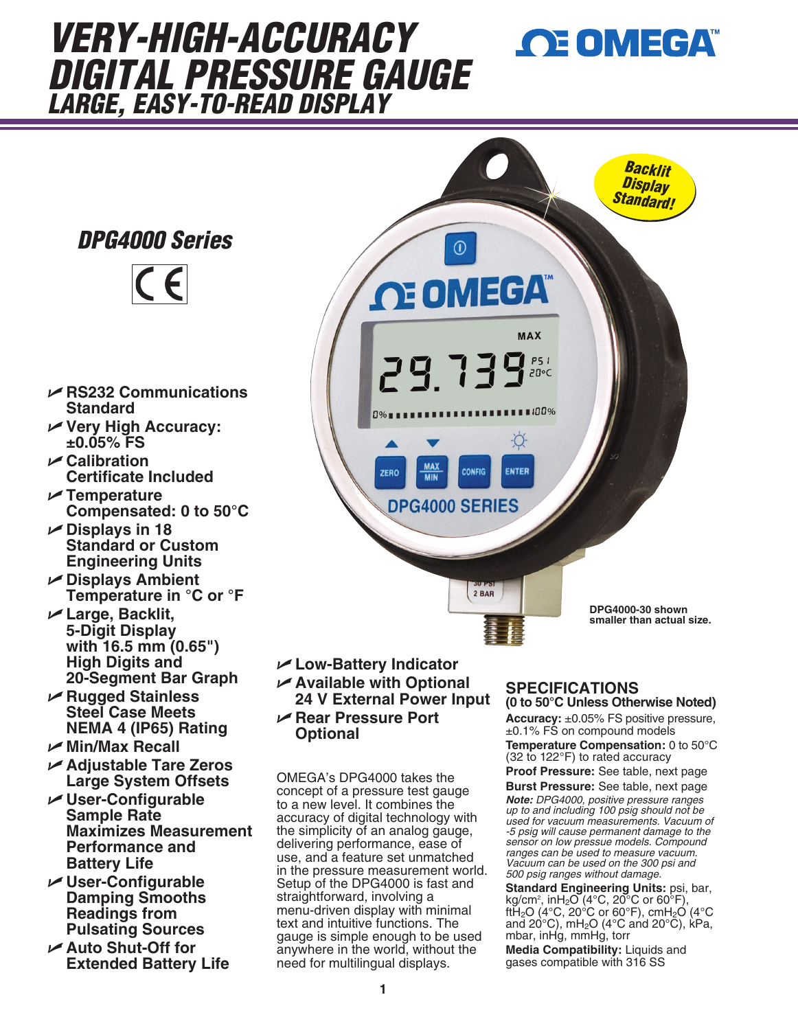# VERY-HIGH-ACCURACY DIGITAL PRESSURE GAUGE

## LARGE, EASY-TO-READ DISPLAY

Backlit Display Standard!

## DPG4000 Series

- RS232 Communications Standard
- Very High Accuracy: ±0.05% FS
- Calibration Certificate Included
- Temperature Compensated: 0 to 50°C
- Displays in 18 Standard or Custom Engineering Units
- Displays Ambient Temperature in °C or °F
- Large, Backlit, 5-Digit Display with 16.5 mm (0.65") High Digits and 20-Segment Bar Graph
- Rugged Stainless Steel Case Meets NEMA 4 (IP65) Rating
- Min/Max Recall
- Adjustable Tare Zeros Large System Offsets
- User-Configurable Sample Rate Maximizes Measurement Performance and Battery Life
- User-Configurable Damping Smooths Readings from Pulsating Sources
- Auto Shut-Off for Extended Battery Life
- Low-Battery Indicator
- Available with Optional 24 V External Power Input
- Rear Pressure Port Optional

DPG4000-30 shown smaller than actual size.

OMEGA's DPG4000 takes the concept of a pressure test gauge to a new level. It combines the accuracy of digital technology with the simplicity of an analog gauge, delivering performance, ease of use, and a feature set unmatched in the pressure measurement world. Setup of the DPG4000 is fast and straightforward, involving a menu-driven display with minimal text and intuitive functions. The gauge is simple enough to be used anywhere in the world, without the need for multilingual displays.

## SPECIFICATIONS

**(0 to 50°C Unless Otherwise Noted)**

**Accuracy:** ±0.05% FS positive pressure, ±0.1% FS on compound models

**Temperature Compensation:** 0 to 50°C (32 to 122°F) to rated accuracy

**Proof Pressure:** See table, next page

**Burst Pressure:** See table, next page

***Note:*** *DPG4000, positive pressure ranges up to and including 100 psig should not be used for vacuum measurements. Vacuum of -5 psig will cause permanent damage to the sensor on low pressue models. Compound ranges can be used to measure vacuum. Vacuum can be used on the 300 psi and 500 psig ranges without damage.*

**Standard Engineering Units:** psi, bar, kg/cm², in$H_2O$ (4°C, 20°C or 60°F), ft$H_2O$ (4°C, 20°C or 60°F), cm$H_2O$ (4°C and 20°C), m$H_2O$ (4°C and 20°C), kPa, mbar, inHg, mmHg, torr

**Media Compatibility:** Liquids and gases compatible with 316 SS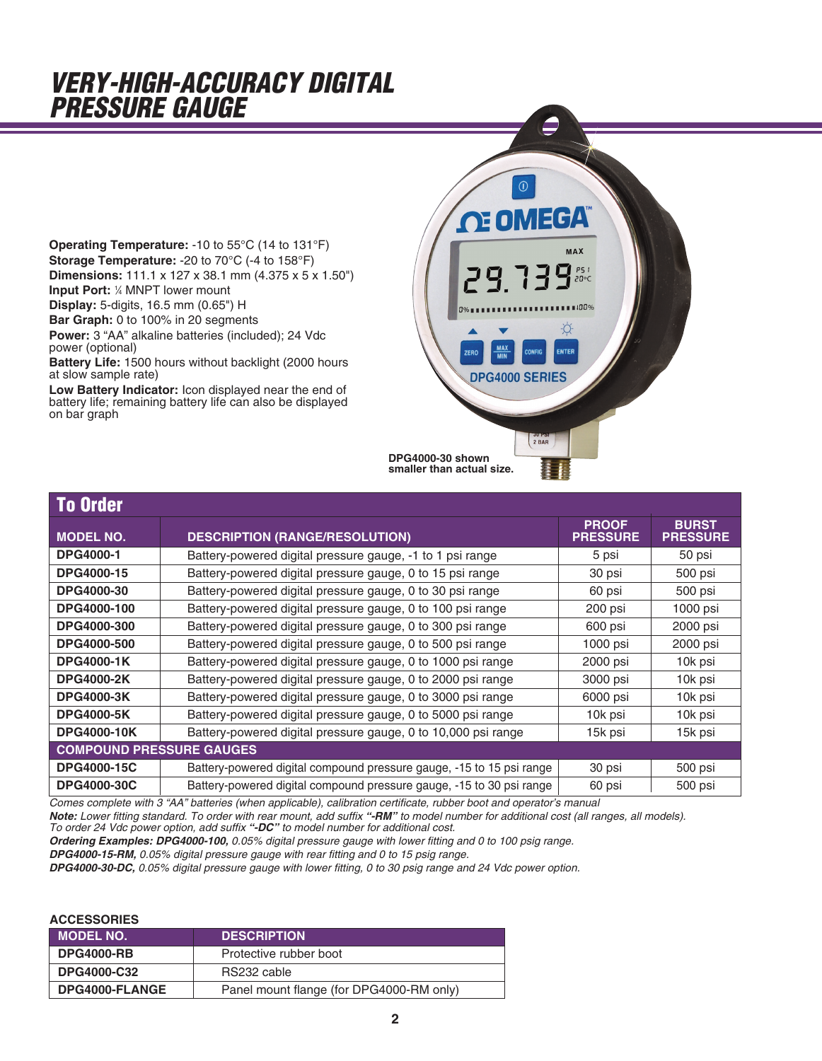# VERY-HIGH-ACCURACY DIGITAL PRESSURE GAUGE

**Operating Temperature:** -10 to 55°C (14 to 131°F)
**Storage Temperature:** -20 to 70°C (-4 to 158°F)
**Dimensions:** 111.1 x 127 x 38.1 mm (4.375 x 5 x 1.50")
**Input Port:** ¼ MNPT lower mount
**Display:** 5-digits, 16.5 mm (0.65") H
**Bar Graph:** 0 to 100% in 20 segments
**Power:** 3 "AA" alkaline batteries (included); 24 Vdc power (optional)
**Battery Life:** 1500 hours without backlight (2000 hours at slow sample rate)
**Low Battery Indicator:** Icon displayed near the end of battery life; remaining battery life can also be displayed on bar graph

DPG4000-30 shown smaller than actual size.

## To Order

| MODEL NO. | DESCRIPTION (RANGE/RESOLUTION) | PROOF PRESSURE | BURST PRESSURE |
|---|---|---|---|
| **DPG4000-1** | Battery-powered digital pressure gauge, -1 to 1 psi range | 5 psi | 50 psi |
| **DPG4000-15** | Battery-powered digital pressure gauge, 0 to 15 psi range | 30 psi | 500 psi |
| **DPG4000-30** | Battery-powered digital pressure gauge, 0 to 30 psi range | 60 psi | 500 psi |
| **DPG4000-100** | Battery-powered digital pressure gauge, 0 to 100 psi range | 200 psi | 1000 psi |
| **DPG4000-300** | Battery-powered digital pressure gauge, 0 to 300 psi range | 600 psi | 2000 psi |
| **DPG4000-500** | Battery-powered digital pressure gauge, 0 to 500 psi range | 1000 psi | 2000 psi |
| **DPG4000-1K** | Battery-powered digital pressure gauge, 0 to 1000 psi range | 2000 psi | 10k psi |
| **DPG4000-2K** | Battery-powered digital pressure gauge, 0 to 2000 psi range | 3000 psi | 10k psi |
| **DPG4000-3K** | Battery-powered digital pressure gauge, 0 to 3000 psi range | 6000 psi | 10k psi |
| **DPG4000-5K** | Battery-powered digital pressure gauge, 0 to 5000 psi range | 10k psi | 10k psi |
| **DPG4000-10K** | Battery-powered digital pressure gauge, 0 to 10,000 psi range | 15k psi | 15k psi |
| **COMPOUND PRESSURE GAUGES** | | | |
| **DPG4000-15C** | Battery-powered digital compound pressure gauge, -15 to 15 psi range | 30 psi | 500 psi |
| **DPG4000-30C** | Battery-powered digital compound pressure gauge, -15 to 30 psi range | 60 psi | 500 psi |

*Comes complete with 3 "AA" batteries (when applicable), calibration certificate, rubber boot and operator's manual*
***Note:** Lower fitting standard. To order with rear mount, add suffix **"-RM"** to model number for additional cost (all ranges, all models).*
*To order 24 Vdc power option, add suffix **"-DC"** to model number for additional cost.*
***Ordering Examples: DPG4000-100,** 0.05% digital pressure gauge with lower fitting and 0 to 100 psig range.*
***DPG4000-15-RM,** 0.05% digital pressure gauge with rear fitting and 0 to 15 psig range.*
***DPG4000-30-DC,** 0.05% digital pressure gauge with lower fitting, 0 to 30 psig range and 24 Vdc power option.*

### ACCESSORIES

| MODEL NO. | DESCRIPTION |
|---|---|
| **DPG4000-RB** | Protective rubber boot |
| **DPG4000-C32** | RS232 cable |
| **DPG4000-FLANGE** | Panel mount flange (for DPG4000-RM only) |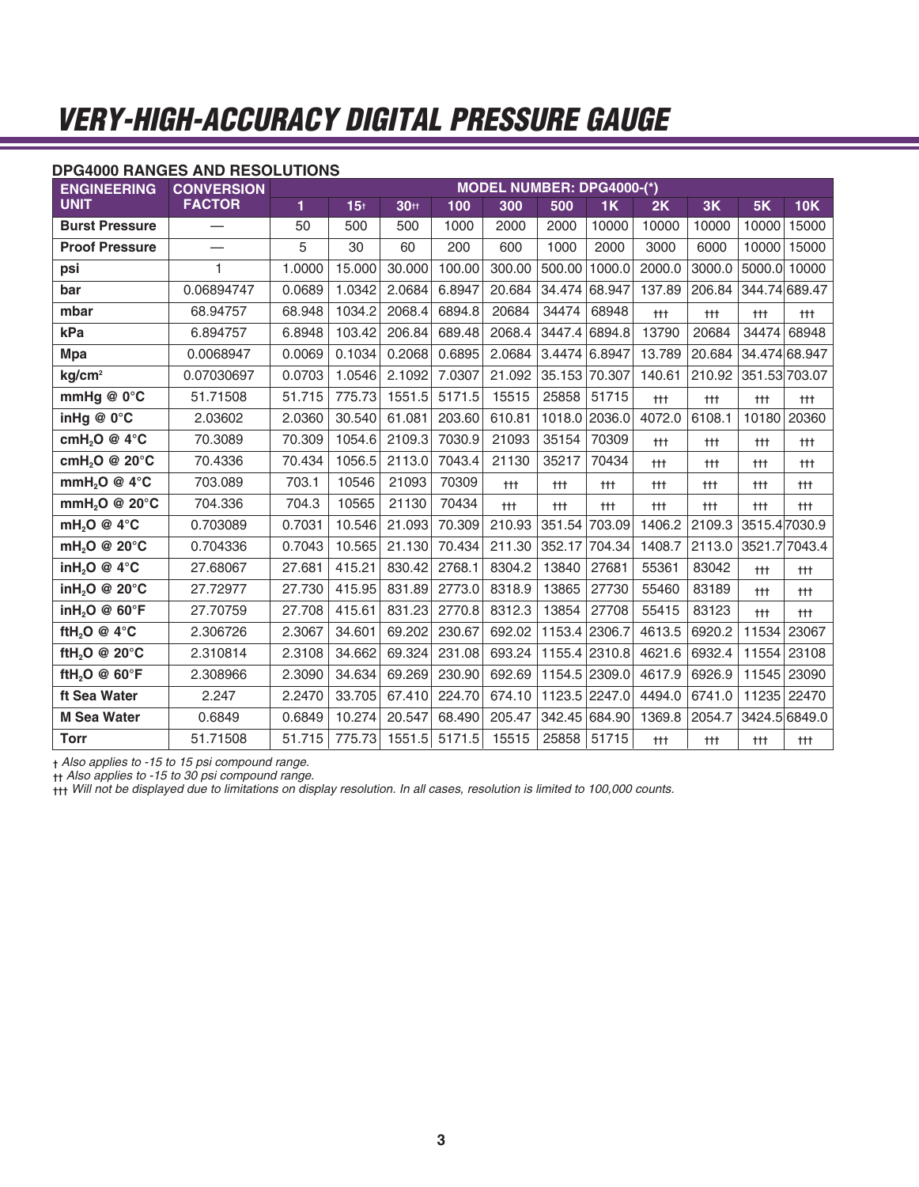# VERY-HIGH-ACCURACY DIGITAL PRESSURE GAUGE

### DPG4000 RANGES AND RESOLUTIONS

| ENGINEERING UNIT | CONVERSION FACTOR | MODEL NUMBER: DPG4000-(*) | | | | | | | | | | |
|---|---|---|---|---|---|---|---|---|---|---|---|---|
| | | 1 | 15† | 30†† | 100 | 300 | 500 | 1K | 2K | 3K | 5K | 10K |
| **Burst Pressure** | — | 50 | 500 | 500 | 1000 | 2000 | 2000 | 10000 | 10000 | 10000 | 10000 | 15000 |
| **Proof Pressure** | — | 5 | 30 | 60 | 200 | 600 | 1000 | 2000 | 3000 | 6000 | 10000 | 15000 |
| **psi** | 1 | 1.0000 | 15.000 | 30.000 | 100.00 | 300.00 | 500.00 | 1000.0 | 2000.0 | 3000.0 | 5000.0 | 10000 |
| **bar** | 0.06894747 | 0.0689 | 1.0342 | 2.0684 | 6.8947 | 20.684 | 34.474 | 68.947 | 137.89 | 206.84 | 344.74 | 689.47 |
| **mbar** | 68.94757 | 68.948 | 1034.2 | 2068.4 | 6894.8 | 20684 | 34474 | 68948 | ††† | ††† | ††† | ††† |
| **kPa** | 6.894757 | 6.8948 | 103.42 | 206.84 | 689.48 | 2068.4 | 3447.4 | 6894.8 | 13790 | 20684 | 34474 | 68948 |
| **Mpa** | 0.0068947 | 0.0069 | 0.1034 | 0.2068 | 0.6895 | 2.0684 | 3.4474 | 6.8947 | 13.789 | 20.684 | 34.474 | 68.947 |
| **kg/cm²** | 0.07030697 | 0.0703 | 1.0546 | 2.1092 | 7.0307 | 21.092 | 35.153 | 70.307 | 140.61 | 210.92 | 351.53 | 703.07 |
| **mmHg @ 0°C** | 51.71508 | 51.715 | 775.73 | 1551.5 | 5171.5 | 15515 | 25858 | 51715 | ††† | ††† | ††† | ††† |
| **inHg @ 0°C** | 2.03602 | 2.0360 | 30.540 | 61.081 | 203.60 | 610.81 | 1018.0 | 2036.0 | 4072.0 | 6108.1 | 10180 | 20360 |
| **cmH₂O @ 4°C** | 70.3089 | 70.309 | 1054.6 | 2109.3 | 7030.9 | 21093 | 35154 | 70309 | ††† | ††† | ††† | ††† |
| **cmH₂O @ 20°C** | 70.4336 | 70.434 | 1056.5 | 2113.0 | 7043.4 | 21130 | 35217 | 70434 | ††† | ††† | ††† | ††† |
| **mmH₂O @ 4°C** | 703.089 | 703.1 | 10546 | 21093 | 70309 | ††† | ††† | ††† | ††† | ††† | ††† | ††† |
| **mmH₂O @ 20°C** | 704.336 | 704.3 | 10565 | 21130 | 70434 | ††† | ††† | ††† | ††† | ††† | ††† | ††† |
| **mH₂O @ 4°C** | 0.703089 | 0.7031 | 10.546 | 21.093 | 70.309 | 210.93 | 351.54 | 703.09 | 1406.2 | 2109.3 | 3515.4 | 7030.9 |
| **mH₂O @ 20°C** | 0.704336 | 0.7043 | 10.565 | 21.130 | 70.434 | 211.30 | 352.17 | 704.34 | 1408.7 | 2113.0 | 3521.7 | 7043.4 |
| **inH₂O @ 4°C** | 27.68067 | 27.681 | 415.21 | 830.42 | 2768.1 | 8304.2 | 13840 | 27681 | 55361 | 83042 | ††† | ††† |
| **inH₂O @ 20°C** | 27.72977 | 27.730 | 415.95 | 831.89 | 2773.0 | 8318.9 | 13865 | 27730 | 55460 | 83189 | ††† | ††† |
| **inH₂O @ 60°F** | 27.70759 | 27.708 | 415.61 | 831.23 | 2770.8 | 8312.3 | 13854 | 27708 | 55415 | 83123 | ††† | ††† |
| **ftH₂O @ 4°C** | 2.306726 | 2.3067 | 34.601 | 69.202 | 230.67 | 692.02 | 1153.4 | 2306.7 | 4613.5 | 6920.2 | 11534 | 23067 |
| **ftH₂O @ 20°C** | 2.310814 | 2.3108 | 34.662 | 69.324 | 231.08 | 693.24 | 1155.4 | 2310.8 | 4621.6 | 6932.4 | 11554 | 23108 |
| **ftH₂O @ 60°F** | 2.308966 | 2.3090 | 34.634 | 69.269 | 230.90 | 692.69 | 1154.5 | 2309.0 | 4617.9 | 6926.9 | 11545 | 23090 |
| **ft Sea Water** | 2.247 | 2.2470 | 33.705 | 67.410 | 224.70 | 674.10 | 1123.5 | 2247.0 | 4494.0 | 6741.0 | 11235 | 22470 |
| **M Sea Water** | 0.6849 | 0.6849 | 10.274 | 20.547 | 68.490 | 205.47 | 342.45 | 684.90 | 1369.8 | 2054.7 | 3424.5 | 6849.0 |
| **Torr** | 51.71508 | 51.715 | 775.73 | 1551.5 | 5171.5 | 15515 | 25858 | 51715 | ††† | ††† | ††† | ††† |

† *Also applies to -15 to 15 psi compound range.*
†† *Also applies to -15 to 30 psi compound range.*
††† *Will not be displayed due to limitations on display resolution. In all cases, resolution is limited to 100,000 counts.*